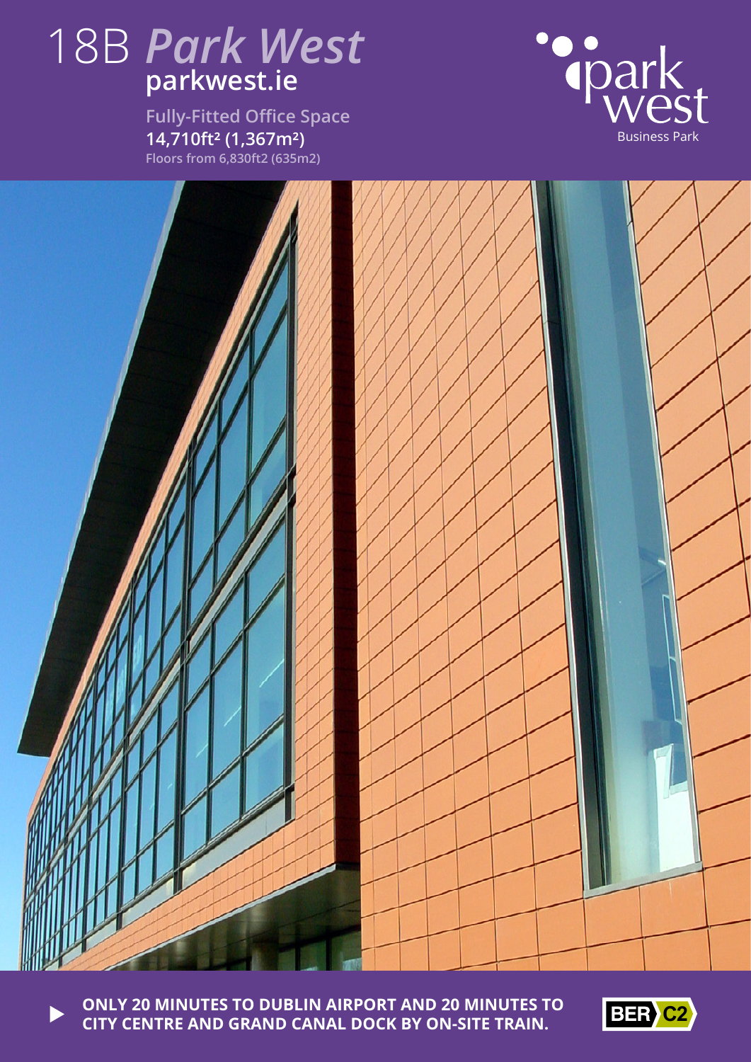# 18B *Park West*

**parkwest.ie**

**Fully-Fitted Office Space**

**14,710ft² (1,367m²)**

**Floors from 6,830ft2 (635m2)**

park west
Business Park

**ONLY 20 MINUTES TO DUBLIN AIRPORT AND 20 MINUTES TO CITY CENTRE AND GRAND CANAL DOCK BY ON-SITE TRAIN.**

BER C2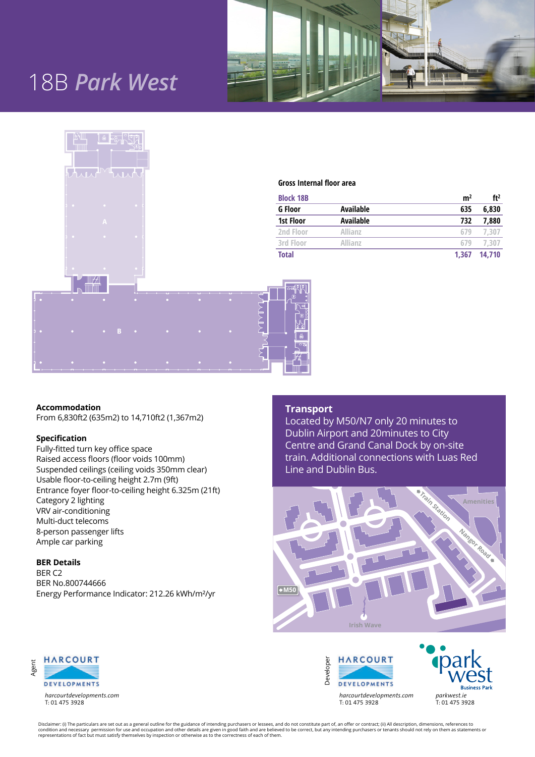# 18B *Park West*

A

B

**Gross Internal floor area**

| Block 18B | | m² | ft² |
|---|---|---|---|
| G Floor | Available | 635 | 6,830 |
| 1st Floor | Available | 732 | 7,880 |
| 2nd Floor | Allianz | 679 | 7,307 |
| 3rd Floor | Allianz | 679 | 7,307 |
| Total | | 1,367 | 14,710 |

**Accommodation**
From 6,830ft2 (635m2) to 14,710ft2 (1,367m2)

**Specification**
Fully-fitted turn key office space
Raised access floors (floor voids 100mm)
Suspended ceilings (ceiling voids 350mm clear)
Usable floor-to-ceiling height 2.7m (9ft)
Entrance foyer floor-to-ceiling height 6.325m (21ft)
Category 2 lighting
VRV air-conditioning
Multi-duct telecoms
8-person passenger lifts
Ample car parking

**BER Details**
BER C2
BER No.800744666
Energy Performance Indicator: 212.26 kWh/m²/yr

## Transport

Located by M50/N7 only 20 minutes to Dublin Airport and 20minutes to City Centre and Grand Canal Dock by on-site train. Additional connections with Luas Red Line and Dublin Bus.

Train Station
Amenities
Nangor Road
M50
Irish Wave

Agent
HARCOURT DEVELOPMENTS
*harcourtdevelopments.com*
T: 01 475 3928

Developer
HARCOURT DEVELOPMENTS
*harcourtdevelopments.com*
T: 01 475 3928

park west Business Park
*parkwest.ie*
T: 01 475 3928

Disclaimer: (i) The particulars are set out as a general outline for the guidance of intending purchasers or lessees, and do not constitute part of, an offer or contract; (ii) All description, dimensions, references to condition and necessary permission for use and occupation and other details are given in good faith and are believed to be correct, but any intending purchasers or tenants should not rely on them as statements or representations of fact but must satisfy themselves by inspection or otherwise as to the correctness of each of them.